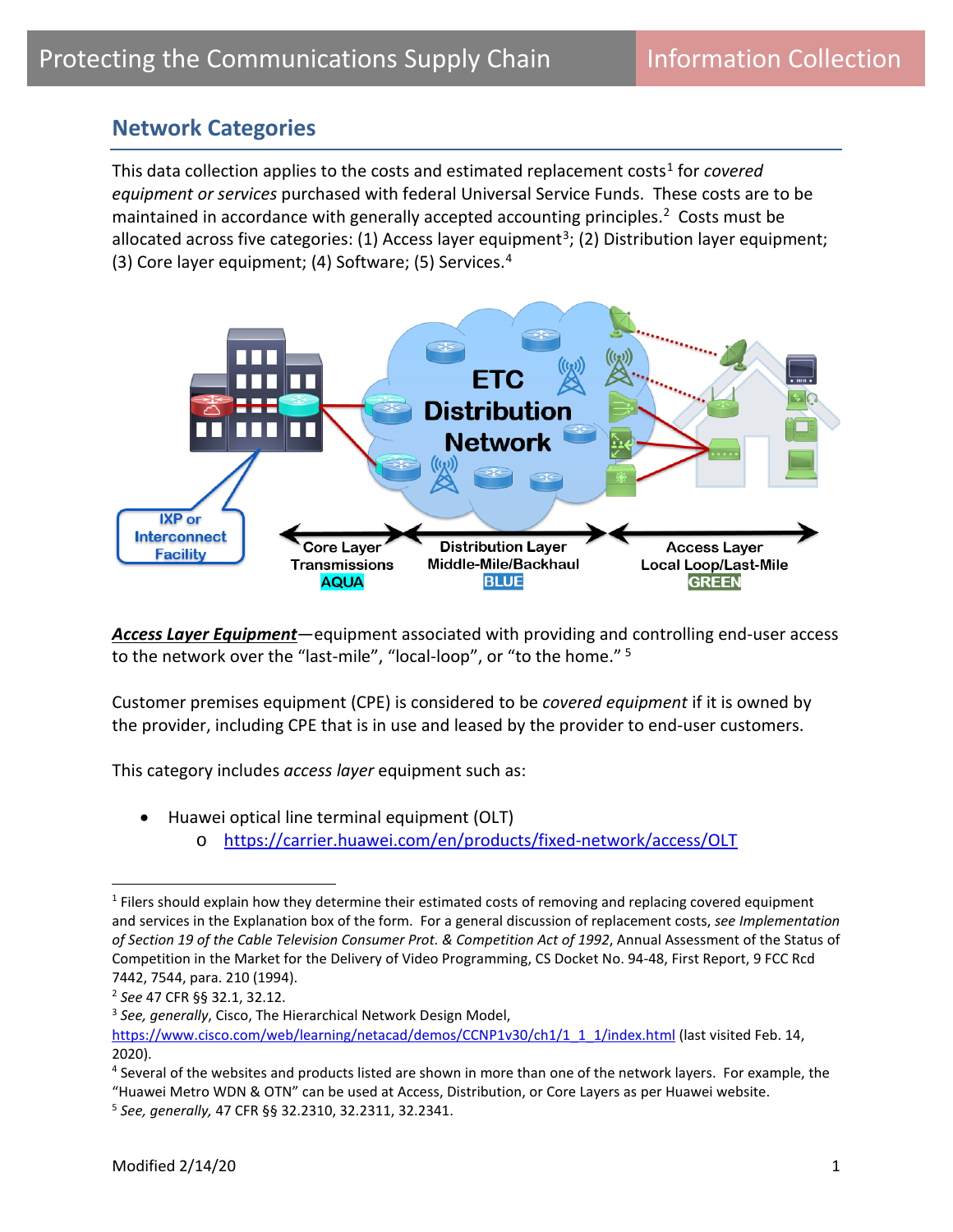## Network Categories

This data collection applies to the costs and estimated replacement costs[1] for *covered equipment or services* purchased with federal Universal Service Funds. These costs are to be maintained in accordance with generally accepted accounting principles.[2] Costs must be allocated across five categories: (1) Access layer equipment[3]; (2) Distribution layer equipment; (3) Core layer equipment; (4) Software; (5) Services.[4]

***Access Layer Equipment***—equipment associated with providing and controlling end-user access to the network over the "last-mile", "local-loop", or "to the home." [5]

Customer premises equipment (CPE) is considered to be *covered equipment* if it is owned by the provider, including CPE that is in use and leased by the provider to end-user customers.

This category includes *access layer* equipment such as:

- Huawei optical line terminal equipment (OLT)
    - https://carrier.huawei.com/en/products/fixed-network/access/OLT

---

[1] Filers should explain how they determine their estimated costs of removing and replacing covered equipment and services in the Explanation box of the form. For a general discussion of replacement costs, *see Implementation of Section 19 of the Cable Television Consumer Prot. & Competition Act of 1992*, Annual Assessment of the Status of Competition in the Market for the Delivery of Video Programming, CS Docket No. 94-48, First Report, 9 FCC Rcd 7442, 7544, para. 210 (1994).

[2] *See* 47 CFR §§ 32.1, 32.12.

[3] *See, generally*, Cisco, The Hierarchical Network Design Model, https://www.cisco.com/web/learning/netacad/demos/CCNP1v30/ch1/1_1_1/index.html (last visited Feb. 14, 2020).

[4] Several of the websites and products listed are shown in more than one of the network layers. For example, the "Huawei Metro WDN & OTN" can be used at Access, Distribution, or Core Layers as per Huawei website.

[5] *See, generally,* 47 CFR §§ 32.2310, 32.2311, 32.2341.

Modified 2/14/20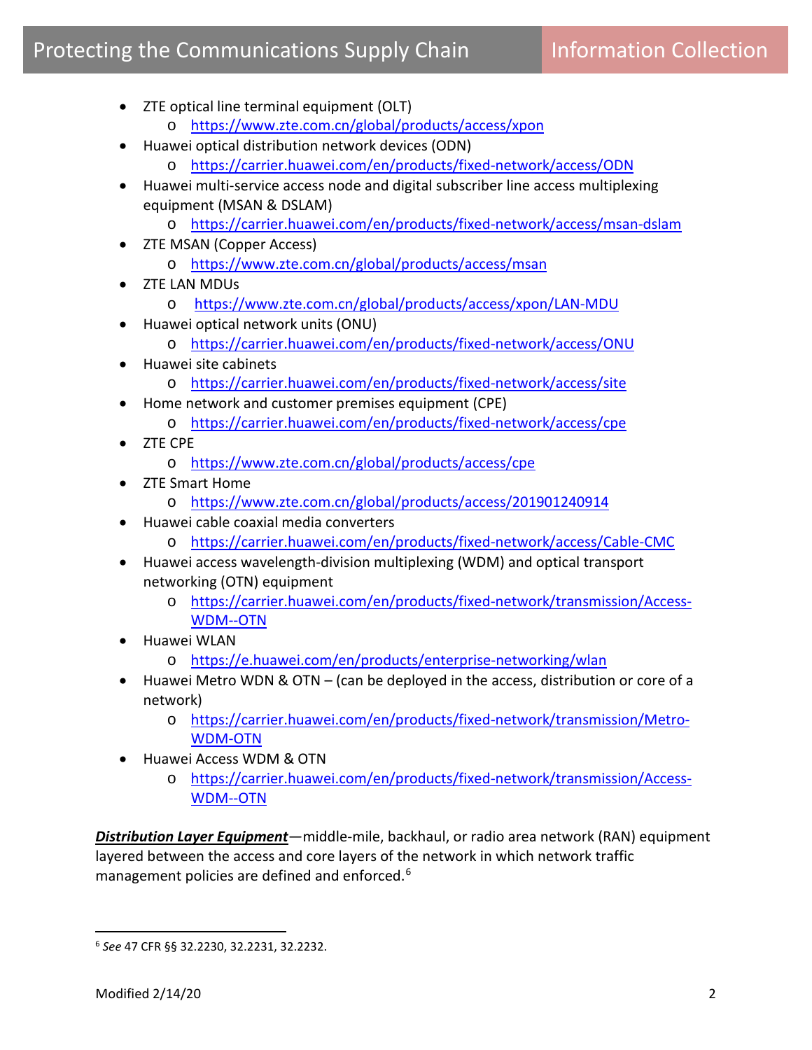- ZTE optical line terminal equipment (OLT)
  - https://www.zte.com.cn/global/products/access/xpon
- Huawei optical distribution network devices (ODN)
  - https://carrier.huawei.com/en/products/fixed-network/access/ODN
- Huawei multi-service access node and digital subscriber line access multiplexing equipment (MSAN & DSLAM)
  - https://carrier.huawei.com/en/products/fixed-network/access/msan-dslam
- ZTE MSAN (Copper Access)
  - https://www.zte.com.cn/global/products/access/msan
- ZTE LAN MDUs
  - https://www.zte.com.cn/global/products/access/xpon/LAN-MDU
- Huawei optical network units (ONU)
  - https://carrier.huawei.com/en/products/fixed-network/access/ONU
- Huawei site cabinets
  - https://carrier.huawei.com/en/products/fixed-network/access/site
- Home network and customer premises equipment (CPE)
  - https://carrier.huawei.com/en/products/fixed-network/access/cpe
- ZTE CPE
  - https://www.zte.com.cn/global/products/access/cpe
- ZTE Smart Home
  - https://www.zte.com.cn/global/products/access/201901240914
- Huawei cable coaxial media converters
  - https://carrier.huawei.com/en/products/fixed-network/access/Cable-CMC
- Huawei access wavelength-division multiplexing (WDM) and optical transport networking (OTN) equipment
  - https://carrier.huawei.com/en/products/fixed-network/transmission/Access-WDM--OTN
- Huawei WLAN
  - https://e.huawei.com/en/products/enterprise-networking/wlan
- Huawei Metro WDN & OTN – (can be deployed in the access, distribution or core of a network)
  - https://carrier.huawei.com/en/products/fixed-network/transmission/Metro-WDM-OTN
- Huawei Access WDM & OTN
  - https://carrier.huawei.com/en/products/fixed-network/transmission/Access-WDM--OTN

***Distribution Layer Equipment***—middle-mile, backhaul, or radio area network (RAN) equipment layered between the access and core layers of the network in which network traffic management policies are defined and enforced.[6]

---

[6] *See* 47 CFR §§ 32.2230, 32.2231, 32.2232.

Modified 2/14/20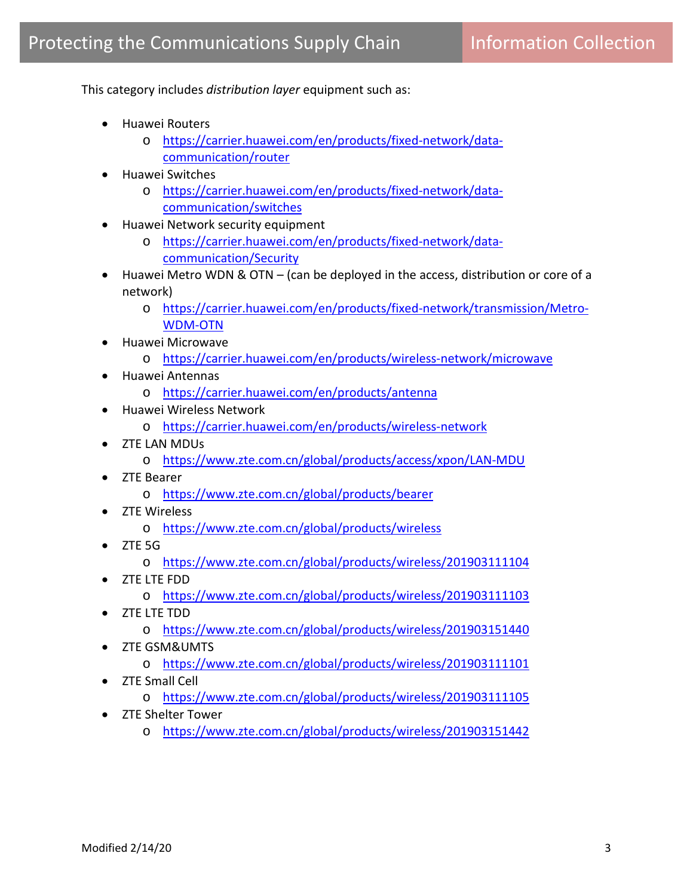This category includes *distribution layer* equipment such as:

- Huawei Routers
    - https://carrier.huawei.com/en/products/fixed-network/data-communication/router
- Huawei Switches
    - https://carrier.huawei.com/en/products/fixed-network/data-communication/switches
- Huawei Network security equipment
    - https://carrier.huawei.com/en/products/fixed-network/data-communication/Security
- Huawei Metro WDN & OTN – (can be deployed in the access, distribution or core of a network)
    - https://carrier.huawei.com/en/products/fixed-network/transmission/Metro-WDM-OTN
- Huawei Microwave
    - https://carrier.huawei.com/en/products/wireless-network/microwave
- Huawei Antennas
    - https://carrier.huawei.com/en/products/antenna
- Huawei Wireless Network
    - https://carrier.huawei.com/en/products/wireless-network
- ZTE LAN MDUs
    - https://www.zte.com.cn/global/products/access/xpon/LAN-MDU
- ZTE Bearer
    - https://www.zte.com.cn/global/products/bearer
- ZTE Wireless
    - https://www.zte.com.cn/global/products/wireless
- ZTE 5G
    - https://www.zte.com.cn/global/products/wireless/201903111104
- ZTE LTE FDD
    - https://www.zte.com.cn/global/products/wireless/201903111103
- ZTE LTE TDD
    - https://www.zte.com.cn/global/products/wireless/201903151440
- ZTE GSM&UMTS
    - https://www.zte.com.cn/global/products/wireless/201903111101
- ZTE Small Cell
    - https://www.zte.com.cn/global/products/wireless/201903111105
- ZTE Shelter Tower
    - https://www.zte.com.cn/global/products/wireless/201903151442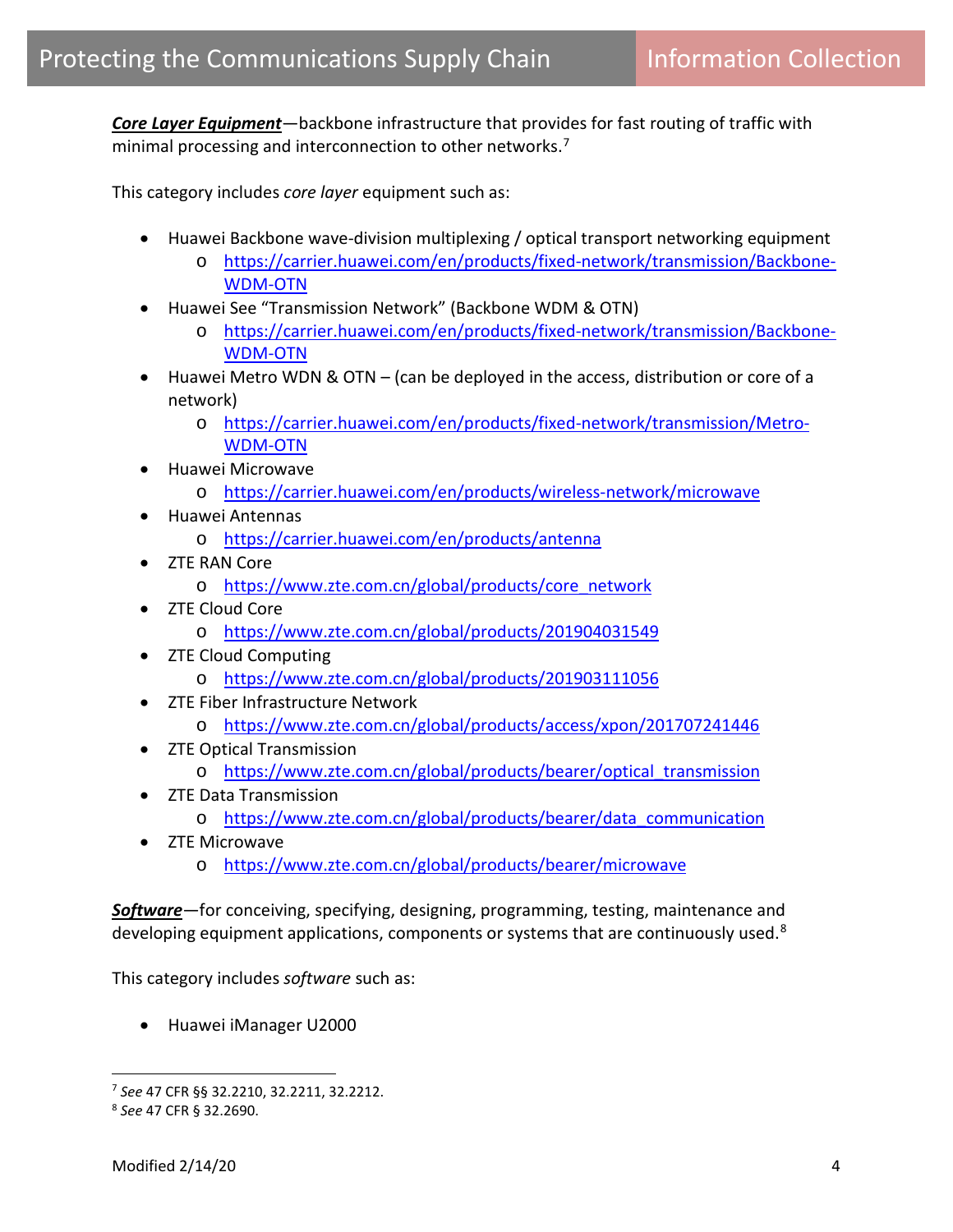***Core Layer Equipment***—backbone infrastructure that provides for fast routing of traffic with minimal processing and interconnection to other networks.[7]

This category includes *core layer* equipment such as:

- Huawei Backbone wave-division multiplexing / optical transport networking equipment
  - https://carrier.huawei.com/en/products/fixed-network/transmission/Backbone-WDM-OTN
- Huawei See "Transmission Network" (Backbone WDM & OTN)
  - https://carrier.huawei.com/en/products/fixed-network/transmission/Backbone-WDM-OTN
- Huawei Metro WDN & OTN – (can be deployed in the access, distribution or core of a network)
  - https://carrier.huawei.com/en/products/fixed-network/transmission/Metro-WDM-OTN
- Huawei Microwave
  - https://carrier.huawei.com/en/products/wireless-network/microwave
- Huawei Antennas
  - https://carrier.huawei.com/en/products/antenna
- ZTE RAN Core
  - https://www.zte.com.cn/global/products/core_network
- ZTE Cloud Core
  - https://www.zte.com.cn/global/products/201904031549
- ZTE Cloud Computing
  - https://www.zte.com.cn/global/products/201903111056
- ZTE Fiber Infrastructure Network
  - https://www.zte.com.cn/global/products/access/xpon/201707241446
- ZTE Optical Transmission
  - https://www.zte.com.cn/global/products/bearer/optical_transmission
- ZTE Data Transmission
  - https://www.zte.com.cn/global/products/bearer/data_communication
- ZTE Microwave
  - https://www.zte.com.cn/global/products/bearer/microwave

***Software***—for conceiving, specifying, designing, programming, testing, maintenance and developing equipment applications, components or systems that are continuously used.[8]

This category includes *software* such as:

- Huawei iManager U2000

---

[7] *See* 47 CFR §§ 32.2210, 32.2211, 32.2212.

[8] *See* 47 CFR § 32.2690.

Modified 2/14/20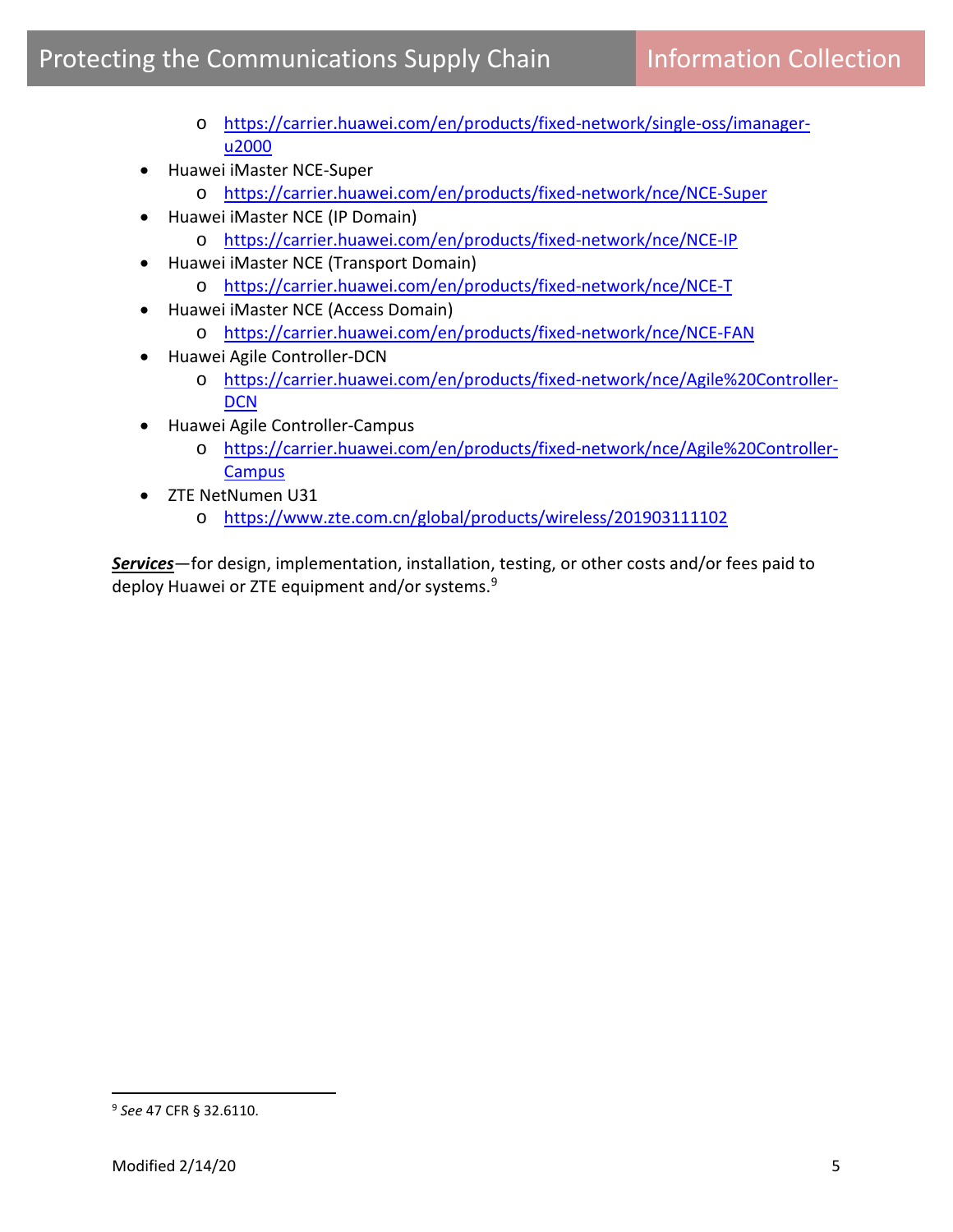- https://carrier.huawei.com/en/products/fixed-network/single-oss/imanager-u2000
- Huawei iMaster NCE-Super
  - https://carrier.huawei.com/en/products/fixed-network/nce/NCE-Super
- Huawei iMaster NCE (IP Domain)
  - https://carrier.huawei.com/en/products/fixed-network/nce/NCE-IP
- Huawei iMaster NCE (Transport Domain)
  - https://carrier.huawei.com/en/products/fixed-network/nce/NCE-T
- Huawei iMaster NCE (Access Domain)
  - https://carrier.huawei.com/en/products/fixed-network/nce/NCE-FAN
- Huawei Agile Controller-DCN
  - https://carrier.huawei.com/en/products/fixed-network/nce/Agile%20Controller-DCN
- Huawei Agile Controller-Campus
  - https://carrier.huawei.com/en/products/fixed-network/nce/Agile%20Controller-Campus
- ZTE NetNumen U31
  - https://www.zte.com.cn/global/products/wireless/201903111102

***Services***—for design, implementation, installation, testing, or other costs and/or fees paid to deploy Huawei or ZTE equipment and/or systems.[9]

[9] *See* 47 CFR § 32.6110.

Modified 2/14/20